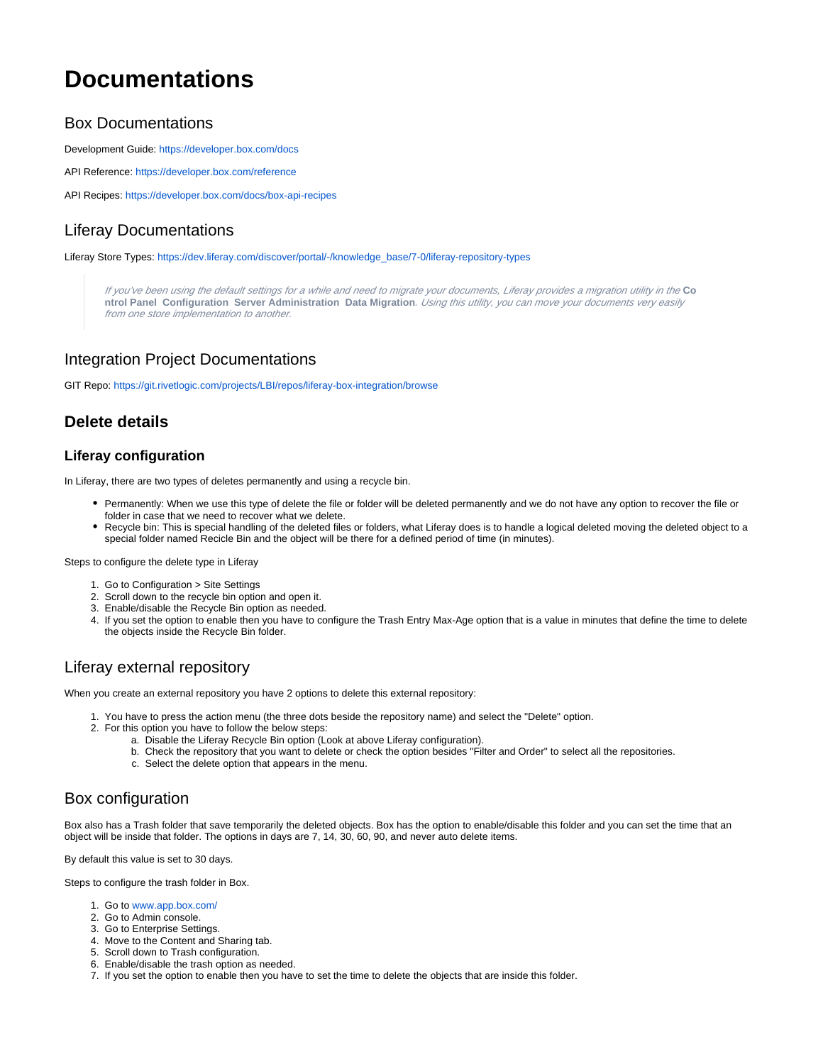# Documentations

## Box Documentations

Development Guide: https://developer.box.com/docs

API Reference: https://developer.box.com/reference

API Recipes: https://developer.box.com/docs/box-api-recipes

## Liferay Documentations

Liferay Store Types: https://dev.liferay.com/discover/portal/-/knowledge_base/7-0/liferay-repository-types

> *If you've been using the default settings for a while and need to migrate your documents, Liferay provides a migration utility in the* **Control Panel Configuration Server Administration Data Migration**. *Using this utility, you can move your documents very easily from one store implementation to another.*

## Integration Project Documentations

GIT Repo: https://git.rivetlogic.com/projects/LBI/repos/liferay-box-integration/browse

## **Delete details**

### **Liferay configuration**

In Liferay, there are two types of deletes permanently and using a recycle bin.

- Permanently: When we use this type of delete the file or folder will be deleted permanently and we do not have any option to recover the file or folder in case that we need to recover what we delete.
- Recycle bin: This is special handling of the deleted files or folders, what Liferay does is to handle a logical deleted moving the deleted object to a special folder named Recicle Bin and the object will be there for a defined period of time (in minutes).

Steps to configure the delete type in Liferay

1. Go to Configuration > Site Settings
2. Scroll down to the recycle bin option and open it.
3. Enable/disable the Recycle Bin option as needed.
4. If you set the option to enable then you have to configure the Trash Entry Max-Age option that is a value in minutes that define the time to delete the objects inside the Recycle Bin folder.

## Liferay external repository

When you create an external repository you have 2 options to delete this external repository:

1. You have to press the action menu (the three dots beside the repository name) and select the "Delete" option.
2. For this option you have to follow the below steps:
    a. Disable the Liferay Recycle Bin option (Look at above Liferay configuration).
    b. Check the repository that you want to delete or check the option besides "Filter and Order" to select all the repositories.
    c. Select the delete option that appears in the menu.

## Box configuration

Box also has a Trash folder that save temporarily the deleted objects. Box has the option to enable/disable this folder and you can set the time that an object will be inside that folder. The options in days are 7, 14, 30, 60, 90, and never auto delete items.

By default this value is set to 30 days.

Steps to configure the trash folder in Box.

1. Go to www.app.box.com/
2. Go to Admin console.
3. Go to Enterprise Settings.
4. Move to the Content and Sharing tab.
5. Scroll down to Trash configuration.
6. Enable/disable the trash option as needed.
7. If you set the option to enable then you have to set the time to delete the objects that are inside this folder.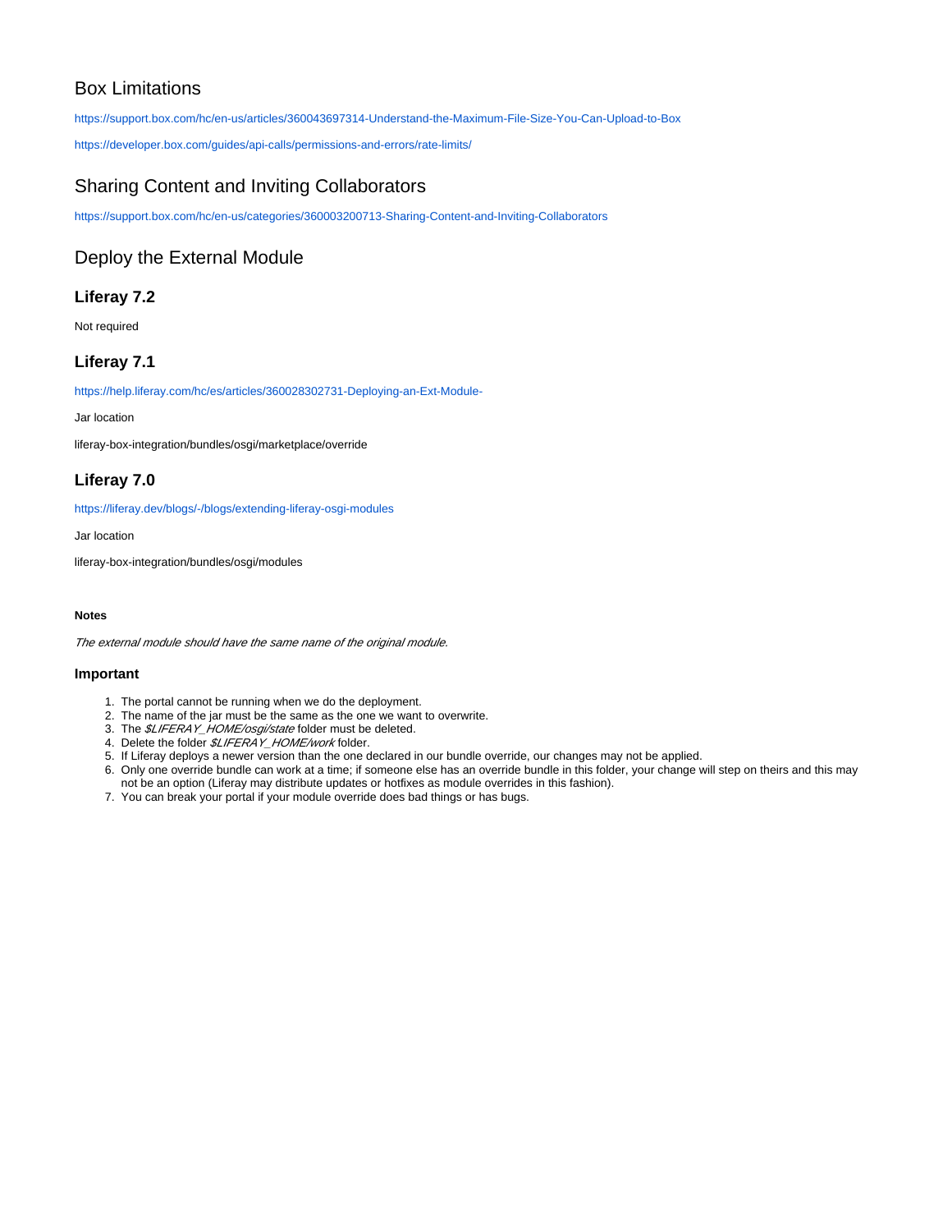## Box Limitations

https://support.box.com/hc/en-us/articles/360043697314-Understand-the-Maximum-File-Size-You-Can-Upload-to-Box

https://developer.box.com/guides/api-calls/permissions-and-errors/rate-limits/

## Sharing Content and Inviting Collaborators

https://support.box.com/hc/en-us/categories/360003200713-Sharing-Content-and-Inviting-Collaborators

## Deploy the External Module

### Liferay 7.2

Not required

### Liferay 7.1

https://help.liferay.com/hc/es/articles/360028302731-Deploying-an-Ext-Module-

Jar location

liferay-box-integration/bundles/osgi/marketplace/override

### Liferay 7.0

https://liferay.dev/blogs/-/blogs/extending-liferay-osgi-modules

Jar location

liferay-box-integration/bundles/osgi/modules

##### Notes

*The external module should have the same name of the original module.*

#### Important

1. The portal cannot be running when we do the deployment.
2. The name of the jar must be the same as the one we want to overwrite.
3. The *$LIFERAY_HOME/osgi/state* folder must be deleted.
4. Delete the folder *$LIFERAY_HOME/work* folder.
5. If Liferay deploys a newer version than the one declared in our bundle override, our changes may not be applied.
6. Only one override bundle can work at a time; if someone else has an override bundle in this folder, your change will step on theirs and this may not be an option (Liferay may distribute updates or hotfixes as module overrides in this fashion).
7. You can break your portal if your module override does bad things or has bugs.